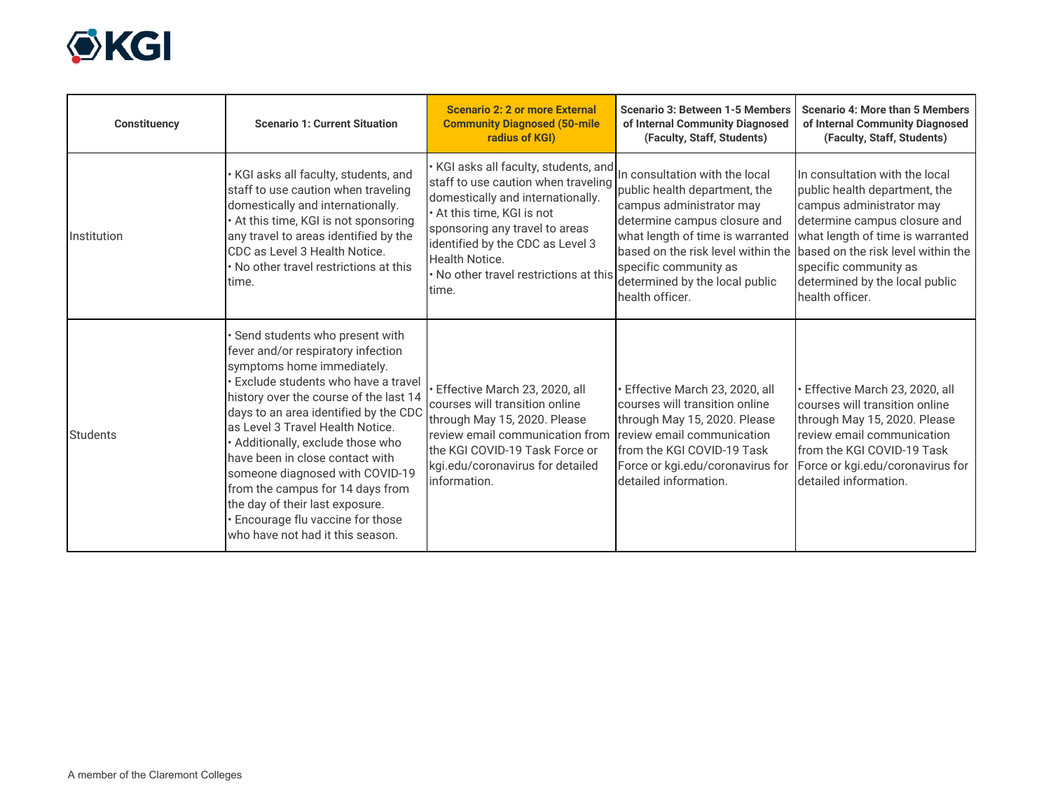| Constituency | Scenario 1: Current Situation | Scenario 2: 2 or more External Community Diagnosed (50-mile radius of KGI) | Scenario 3: Between 1-5 Members of Internal Community Diagnosed (Faculty, Staff, Students) | Scenario 4: More than 5 Members of Internal Community Diagnosed (Faculty, Staff, Students) |
|---|---|---|---|---|
| Institution | • KGI asks all faculty, students, and staff to use caution when traveling domestically and internationally.<br>• At this time, KGI is not sponsoring any travel to areas identified by the CDC as Level 3 Health Notice.<br>• No other travel restrictions at this time. | • KGI asks all faculty, students, and staff to use caution when traveling domestically and internationally.<br>• At this time, KGI is not sponsoring any travel to areas identified by the CDC as Level 3 Health Notice.<br>• No other travel restrictions at this time. | In consultation with the local public health department, the campus administrator may determine campus closure and what length of time is warranted based on the risk level within the specific community as determined by the local public health officer. | In consultation with the local public health department, the campus administrator may determine campus closure and what length of time is warranted based on the risk level within the specific community as determined by the local public health officer. |
| Students | • Send students who present with fever and/or respiratory infection symptoms home immediately.<br>• Exclude students who have a travel history over the course of the last 14 days to an area identified by the CDC as Level 3 Travel Health Notice.<br>• Additionally, exclude those who have been in close contact with someone diagnosed with COVID-19 from the campus for 14 days from the day of their last exposure.<br>• Encourage flu vaccine for those who have not had it this season. | • Effective March 23, 2020, all courses will transition online through May 15, 2020. Please review email communication from the KGI COVID-19 Task Force or kgi.edu/coronavirus for detailed information. | • Effective March 23, 2020, all courses will transition online through May 15, 2020. Please review email communication from the KGI COVID-19 Task Force or kgi.edu/coronavirus for detailed information. | • Effective March 23, 2020, all courses will transition online through May 15, 2020. Please review email communication from the KGI COVID-19 Task Force or kgi.edu/coronavirus for detailed information. |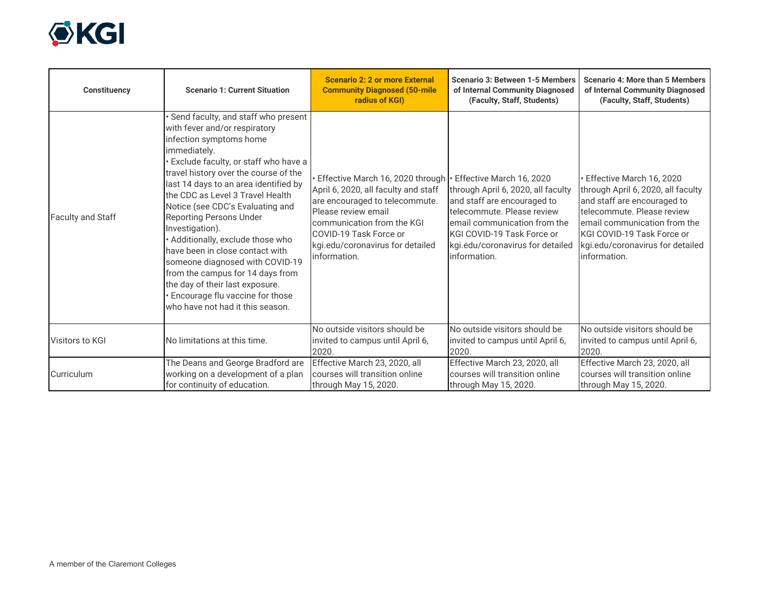| Constituency | Scenario 1: Current Situation | Scenario 2: 2 or more External Community Diagnosed (50-mile radius of KGI) | Scenario 3: Between 1-5 Members of Internal Community Diagnosed (Faculty, Staff, Students) | Scenario 4: More than 5 Members of Internal Community Diagnosed (Faculty, Staff, Students) |
|---|---|---|---|---|
| Faculty and Staff | • Send faculty, and staff who present with fever and/or respiratory infection symptoms home immediately.<br>• Exclude faculty, or staff who have a travel history over the course of the last 14 days to an area identified by the CDC as Level 3 Travel Health Notice (see CDC's Evaluating and Reporting Persons Under Investigation).<br>• Additionally, exclude those who have been in close contact with someone diagnosed with COVID-19 from the campus for 14 days from the day of their last exposure.<br>• Encourage flu vaccine for those who have not had it this season. | • Effective March 16, 2020 through April 6, 2020, all faculty and staff are encouraged to telecommute. Please review email communication from the KGI COVID-19 Task Force or kgi.edu/coronavirus for detailed information. | • Effective March 16, 2020 through April 6, 2020, all faculty and staff are encouraged to telecommute. Please review email communication from the KGI COVID-19 Task Force or kgi.edu/coronavirus for detailed information. | • Effective March 16, 2020 through April 6, 2020, all faculty and staff are encouraged to telecommute. Please review email communication from the KGI COVID-19 Task Force or kgi.edu/coronavirus for detailed information. |
| Visitors to KGI | No limitations at this time. | No outside visitors should be invited to campus until April 6, 2020. | No outside visitors should be invited to campus until April 6, 2020. | No outside visitors should be invited to campus until April 6, 2020. |
| Curriculum | The Deans and George Bradford are working on a development of a plan for continuity of education. | Effective March 23, 2020, all courses will transition online through May 15, 2020. | Effective March 23, 2020, all courses will transition online through May 15, 2020. | Effective March 23, 2020, all courses will transition online through May 15, 2020. |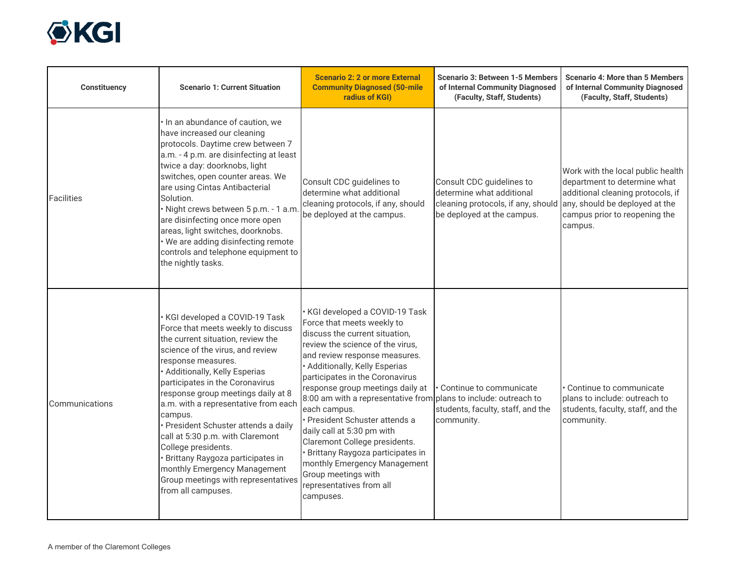| Constituency | Scenario 1: Current Situation | Scenario 2: 2 or more External Community Diagnosed (50-mile radius of KGI) | Scenario 3: Between 1-5 Members of Internal Community Diagnosed (Faculty, Staff, Students) | Scenario 4: More than 5 Members of Internal Community Diagnosed (Faculty, Staff, Students) |
| --- | --- | --- | --- | --- |
| Facilities | • In an abundance of caution, we have increased our cleaning protocols. Daytime crew between 7 a.m. - 4 p.m. are disinfecting at least twice a day: doorknobs, light switches, open counter areas. We are using Cintas Antibacterial Solution.<br>• Night crews between 5 p.m. - 1 a.m. are disinfecting once more open areas, light switches, doorknobs.<br>• We are adding disinfecting remote controls and telephone equipment to the nightly tasks. | Consult CDC guidelines to determine what additional cleaning protocols, if any, should be deployed at the campus. | Consult CDC guidelines to determine what additional cleaning protocols, if any, should be deployed at the campus. | Work with the local public health department to determine what additional cleaning protocols, if any, should be deployed at the campus prior to reopening the campus. |
| Communications | • KGI developed a COVID-19 Task Force that meets weekly to discuss the current situation, review the science of the virus, and review response measures.<br>• Additionally, Kelly Esperias participates in the Coronavirus response group meetings daily at 8 a.m. with a representative from each campus.<br>• President Schuster attends a daily call at 5:30 p.m. with Claremont College presidents.<br>• Brittany Raygoza participates in monthly Emergency Management Group meetings with representatives from all campuses. | • KGI developed a COVID-19 Task Force that meets weekly to discuss the current situation, review the science of the virus, and review response measures.<br>• Additionally, Kelly Esperias participates in the Coronavirus response group meetings daily at 8:00 am with a representative from each campus.<br>• President Schuster attends a daily call at 5:30 pm with Claremont College presidents.<br>• Brittany Raygoza participates in monthly Emergency Management Group meetings with representatives from all campuses. | • Continue to communicate plans to include: outreach to students, faculty, staff, and the community. | • Continue to communicate plans to include: outreach to students, faculty, staff, and the community. |

A member of the Claremont Colleges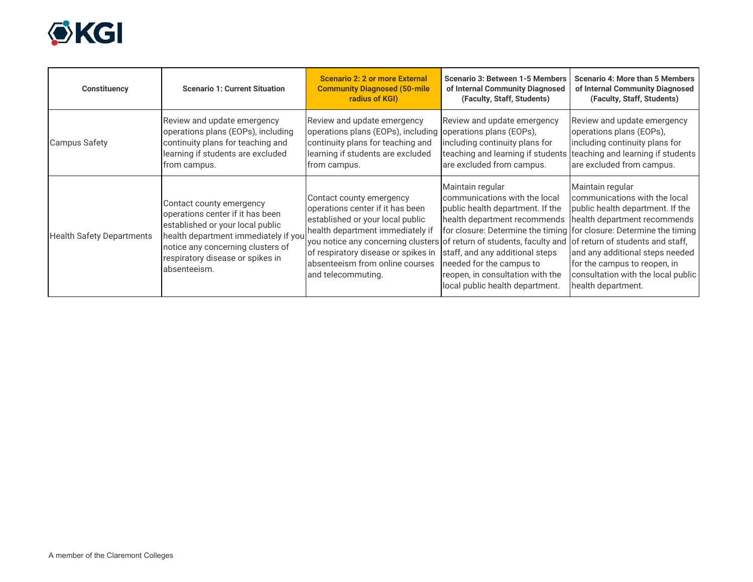| Constituency | Scenario 1: Current Situation | Scenario 2: 2 or more External Community Diagnosed (50-mile radius of KGI) | Scenario 3: Between 1-5 Members of Internal Community Diagnosed (Faculty, Staff, Students) | Scenario 4: More than 5 Members of Internal Community Diagnosed (Faculty, Staff, Students) |
|---|---|---|---|---|
| Campus Safety | Review and update emergency operations plans (EOPs), including continuity plans for teaching and learning if students are excluded from campus. | Review and update emergency operations plans (EOPs), including continuity plans for teaching and learning if students are excluded from campus. | Review and update emergency operations plans (EOPs), including continuity plans for teaching and learning if students are excluded from campus. | Review and update emergency operations plans (EOPs), including continuity plans for teaching and learning if students are excluded from campus. |
| Health Safety Departments | Contact county emergency operations center if it has been established or your local public health department immediately if you notice any concerning clusters of respiratory disease or spikes in absenteeism. | Contact county emergency operations center if it has been established or your local public health department immediately if you notice any concerning clusters of respiratory disease or spikes in absenteeism from online courses and telecommuting. | Maintain regular communications with the local public health department. If the health department recommends for closure: Determine the timing of return of students, faculty and staff, and any additional steps needed for the campus to reopen, in consultation with the local public health department. | Maintain regular communications with the local public health department. If the health department recommends for closure: Determine the timing of return of students and staff, and any additional steps needed for the campus to reopen, in consultation with the local public health department. |

A member of the Claremont Colleges